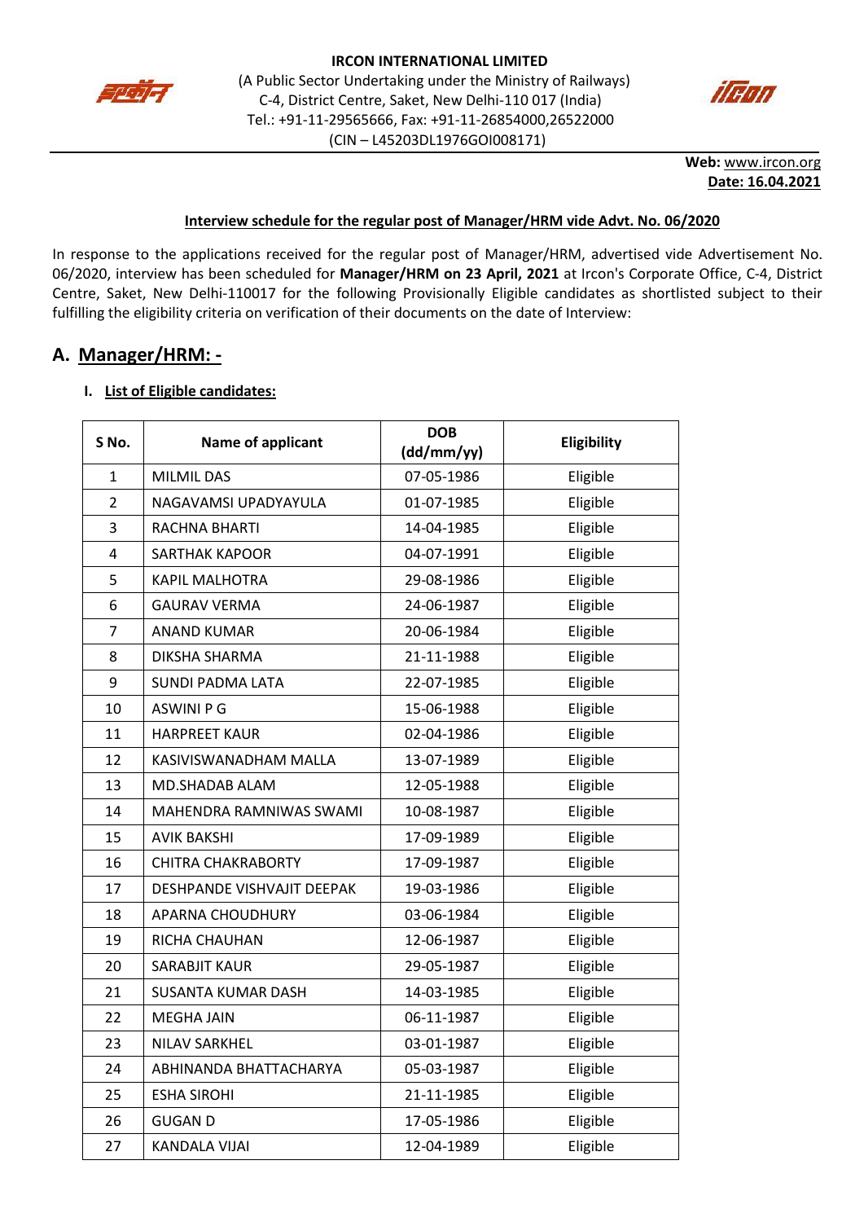**IRCON INTERNATIONAL LIMITED**

(A Public Sector Undertaking under the Ministry of Railways)
C-4, District Centre, Saket, New Delhi-110 017 (India)
Tel.: +91-11-29565666, Fax: +91-11-26854000,26522000
(CIN – L45203DL1976GOI008171)

**Web:** www.ircon.org
**Date: 16.04.2021**

**Interview schedule for the regular post of Manager/HRM vide Advt. No. 06/2020**

In response to the applications received for the regular post of Manager/HRM, advertised vide Advertisement No. 06/2020, interview has been scheduled for **Manager/HRM on 23 April, 2021** at Ircon's Corporate Office, C-4, District Centre, Saket, New Delhi-110017 for the following Provisionally Eligible candidates as shortlisted subject to their fulfilling the eligibility criteria on verification of their documents on the date of Interview:

## A. Manager/HRM: -

### I. List of Eligible candidates:

| S No. | Name of applicant | DOB (dd/mm/yy) | Eligibility |
|---|---|---|---|
| 1 | MILMIL DAS | 07-05-1986 | Eligible |
| 2 | NAGAVAMSI UPADYAYULA | 01-07-1985 | Eligible |
| 3 | RACHNA BHARTI | 14-04-1985 | Eligible |
| 4 | SARTHAK KAPOOR | 04-07-1991 | Eligible |
| 5 | KAPIL MALHOTRA | 29-08-1986 | Eligible |
| 6 | GAURAV VERMA | 24-06-1987 | Eligible |
| 7 | ANAND KUMAR | 20-06-1984 | Eligible |
| 8 | DIKSHA SHARMA | 21-11-1988 | Eligible |
| 9 | SUNDI PADMA LATA | 22-07-1985 | Eligible |
| 10 | ASWINI P G | 15-06-1988 | Eligible |
| 11 | HARPREET KAUR | 02-04-1986 | Eligible |
| 12 | KASIVISWANADHAM MALLA | 13-07-1989 | Eligible |
| 13 | MD.SHADAB ALAM | 12-05-1988 | Eligible |
| 14 | MAHENDRA RAMNIWAS SWAMI | 10-08-1987 | Eligible |
| 15 | AVIK BAKSHI | 17-09-1989 | Eligible |
| 16 | CHITRA CHAKRABORTY | 17-09-1987 | Eligible |
| 17 | DESHPANDE VISHVAJIT DEEPAK | 19-03-1986 | Eligible |
| 18 | APARNA CHOUDHURY | 03-06-1984 | Eligible |
| 19 | RICHA CHAUHAN | 12-06-1987 | Eligible |
| 20 | SARABJIT KAUR | 29-05-1987 | Eligible |
| 21 | SUSANTA KUMAR DASH | 14-03-1985 | Eligible |
| 22 | MEGHA JAIN | 06-11-1987 | Eligible |
| 23 | NILAV SARKHEL | 03-01-1987 | Eligible |
| 24 | ABHINANDA BHATTACHARYA | 05-03-1987 | Eligible |
| 25 | ESHA SIROHI | 21-11-1985 | Eligible |
| 26 | GUGAN D | 17-05-1986 | Eligible |
| 27 | KANDALA VIJAI | 12-04-1989 | Eligible |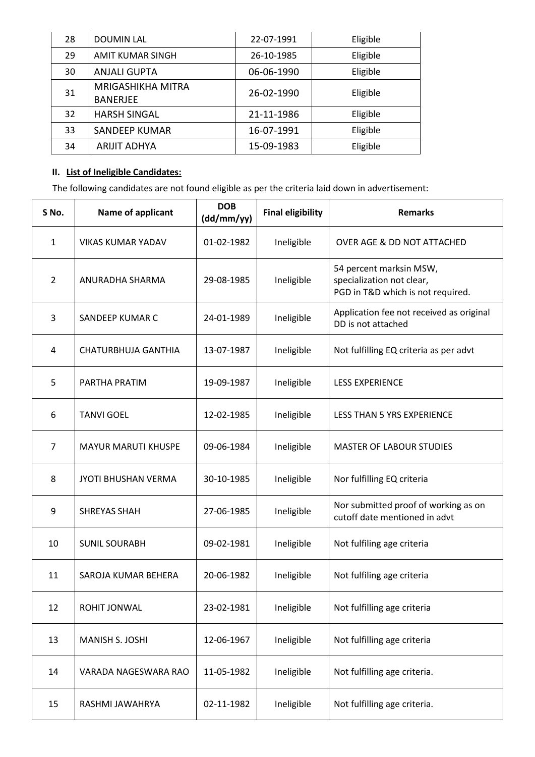| 28 | DOUMIN LAL | 22-07-1991 | Eligible |
|---|---|---|---|
| 29 | AMIT KUMAR SINGH | 26-10-1985 | Eligible |
| 30 | ANJALI GUPTA | 06-06-1990 | Eligible |
| 31 | MRIGASHIKHA MITRA BANERJEE | 26-02-1990 | Eligible |
| 32 | HARSH SINGAL | 21-11-1986 | Eligible |
| 33 | SANDEEP KUMAR | 16-07-1991 | Eligible |
| 34 | ARIJIT ADHYA | 15-09-1983 | Eligible |

**II. List of Ineligible Candidates:**

The following candidates are not found eligible as per the criteria laid down in advertisement:

| S No. | Name of applicant | DOB (dd/mm/yy) | Final eligibility | Remarks |
|---|---|---|---|---|
| 1 | VIKAS KUMAR YADAV | 01-02-1982 | Ineligible | OVER AGE & DD NOT ATTACHED |
| 2 | ANURADHA SHARMA | 29-08-1985 | Ineligible | 54 percent marksin MSW, specialization not clear, PGD in T&D which is not required. |
| 3 | SANDEEP KUMAR C | 24-01-1989 | Ineligible | Application fee not received as original DD is not attached |
| 4 | CHATURBHUJA GANTHIA | 13-07-1987 | Ineligible | Not fulfilling EQ criteria as per advt |
| 5 | PARTHA PRATIM | 19-09-1987 | Ineligible | LESS EXPERIENCE |
| 6 | TANVI GOEL | 12-02-1985 | Ineligible | LESS THAN 5 YRS EXPERIENCE |
| 7 | MAYUR MARUTI KHUSPE | 09-06-1984 | Ineligible | MASTER OF LABOUR STUDIES |
| 8 | JYOTI BHUSHAN VERMA | 30-10-1985 | Ineligible | Nor fulfilling EQ criteria |
| 9 | SHREYAS SHAH | 27-06-1985 | Ineligible | Nor submitted proof of working as on cutoff date mentioned in advt |
| 10 | SUNIL SOURABH | 09-02-1981 | Ineligible | Not fulfiling age criteria |
| 11 | SAROJA KUMAR BEHERA | 20-06-1982 | Ineligible | Not fulfiling age criteria |
| 12 | ROHIT JONWAL | 23-02-1981 | Ineligible | Not fulfilling age criteria |
| 13 | MANISH S. JOSHI | 12-06-1967 | Ineligible | Not fulfilling age criteria |
| 14 | VARADA NAGESWARA RAO | 11-05-1982 | Ineligible | Not fulfilling age criteria. |
| 15 | RASHMI JAWAHRYA | 02-11-1982 | Ineligible | Not fulfilling age criteria. |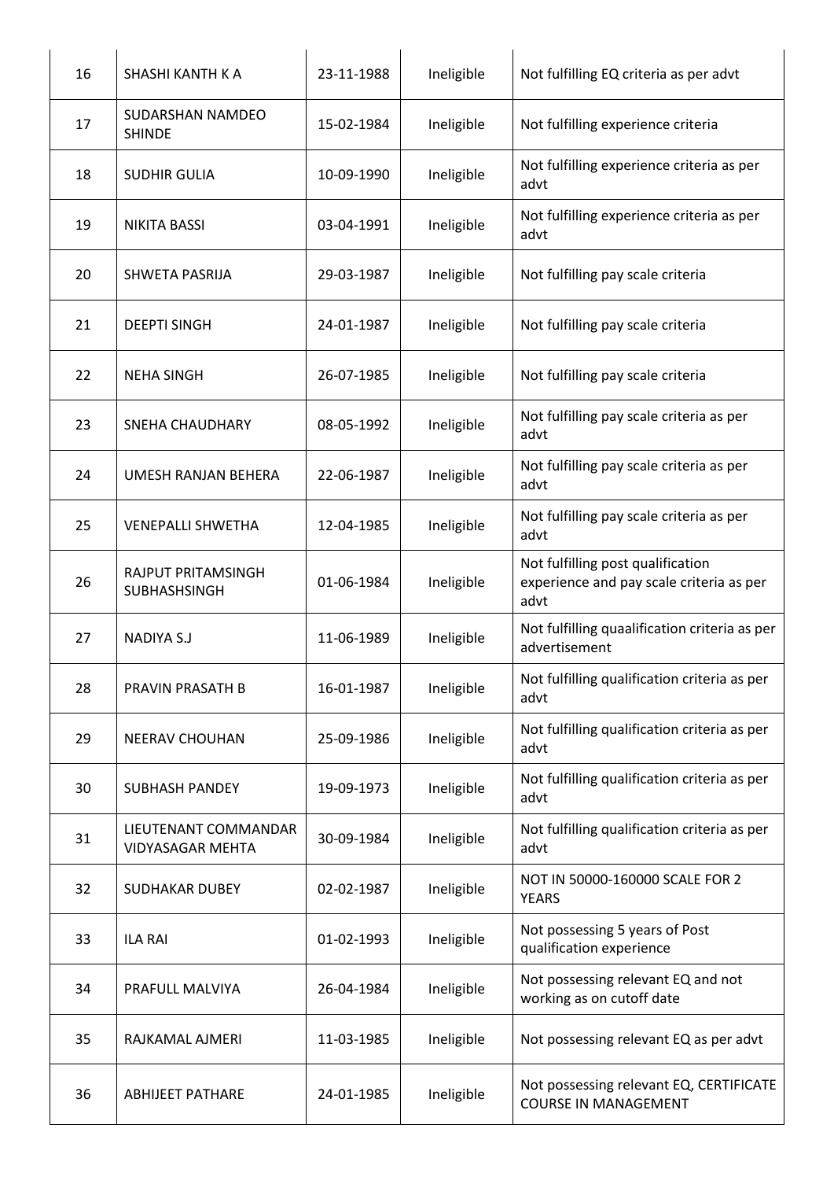| 16 | SHASHI KANTH K A | 23-11-1988 | Ineligible | Not fulfilling EQ criteria as per advt |
|---|---|---|---|---|
| 17 | SUDARSHAN NAMDEO SHINDE | 15-02-1984 | Ineligible | Not fulfilling experience criteria |
| 18 | SUDHIR GULIA | 10-09-1990 | Ineligible | Not fulfilling experience criteria as per advt |
| 19 | NIKITA BASSI | 03-04-1991 | Ineligible | Not fulfilling experience criteria as per advt |
| 20 | SHWETA PASRIJA | 29-03-1987 | Ineligible | Not fulfilling pay scale criteria |
| 21 | DEEPTI SINGH | 24-01-1987 | Ineligible | Not fulfilling pay scale criteria |
| 22 | NEHA SINGH | 26-07-1985 | Ineligible | Not fulfilling pay scale criteria |
| 23 | SNEHA CHAUDHARY | 08-05-1992 | Ineligible | Not fulfilling pay scale criteria as per advt |
| 24 | UMESH RANJAN BEHERA | 22-06-1987 | Ineligible | Not fulfilling pay scale criteria as per advt |
| 25 | VENEPALLI SHWETHA | 12-04-1985 | Ineligible | Not fulfilling pay scale criteria as per advt |
| 26 | RAJPUT PRITAMSINGH SUBHASHSINGH | 01-06-1984 | Ineligible | Not fulfilling post qualification experience and pay scale criteria as per advt |
| 27 | NADIYA S.J | 11-06-1989 | Ineligible | Not fulfilling quaalification criteria as per advertisement |
| 28 | PRAVIN PRASATH B | 16-01-1987 | Ineligible | Not fulfilling qualification criteria as per advt |
| 29 | NEERAV CHOUHAN | 25-09-1986 | Ineligible | Not fulfilling qualification criteria as per advt |
| 30 | SUBHASH PANDEY | 19-09-1973 | Ineligible | Not fulfilling qualification criteria as per advt |
| 31 | LIEUTENANT COMMANDAR VIDYASAGAR MEHTA | 30-09-1984 | Ineligible | Not fulfilling qualification criteria as per advt |
| 32 | SUDHAKAR DUBEY | 02-02-1987 | Ineligible | NOT IN 50000-160000 SCALE FOR 2 YEARS |
| 33 | ILA RAI | 01-02-1993 | Ineligible | Not possessing 5 years of Post qualification experience |
| 34 | PRAFULL MALVIYA | 26-04-1984 | Ineligible | Not possessing relevant EQ and not working as on cutoff date |
| 35 | RAJKAMAL AJMERI | 11-03-1985 | Ineligible | Not possessing relevant EQ as per advt |
| 36 | ABHIJEET PATHARE | 24-01-1985 | Ineligible | Not possessing relevant EQ, CERTIFICATE COURSE IN MANAGEMENT |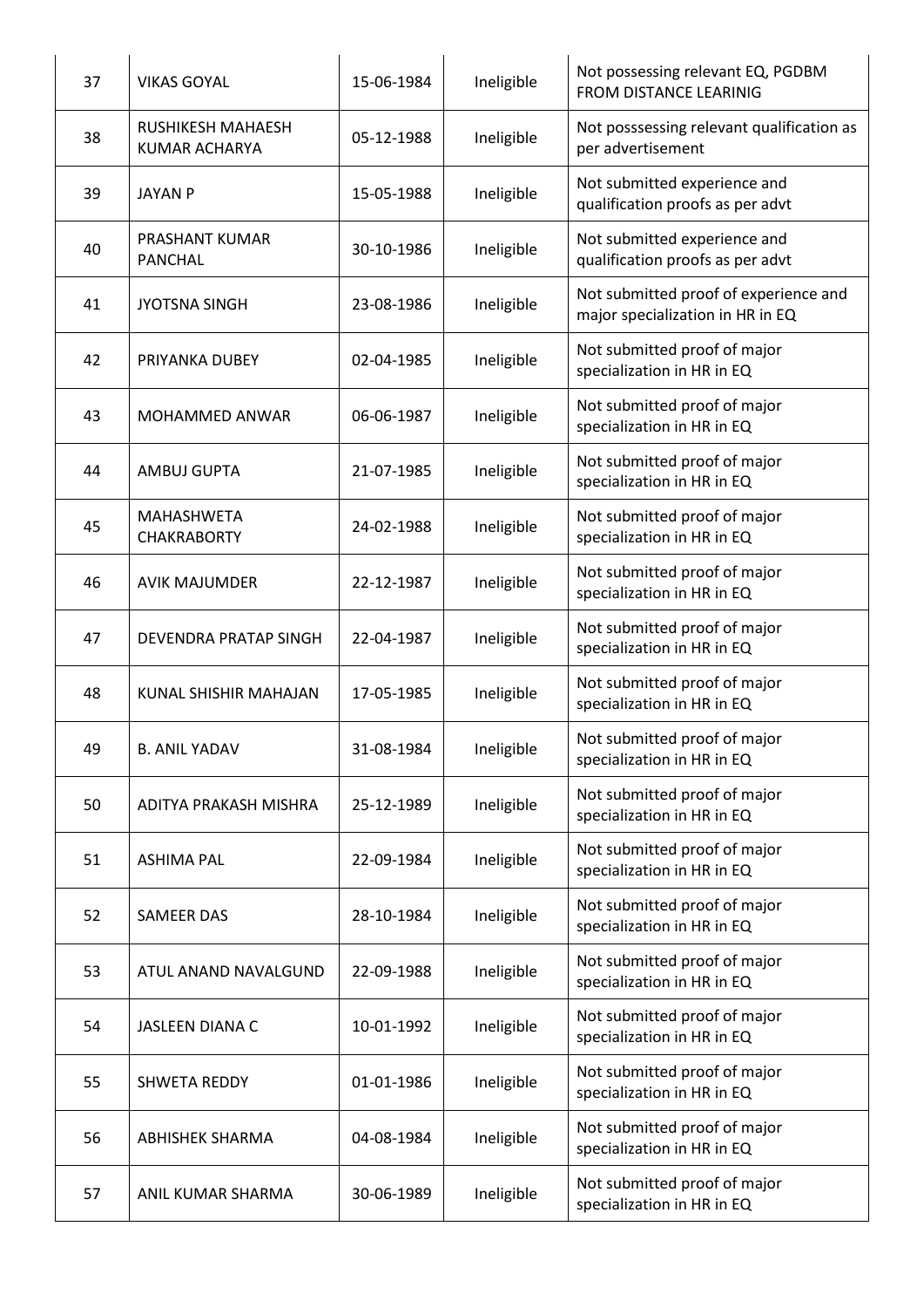| 37 | VIKAS GOYAL | 15-06-1984 | Ineligible | Not possessing relevant EQ, PGDBM FROM DISTANCE LEARINIG |
|---|---|---|---|---|
| 38 | RUSHIKESH MAHAESH KUMAR ACHARYA | 05-12-1988 | Ineligible | Not posssessing relevant qualification as per advertisement |
| 39 | JAYAN P | 15-05-1988 | Ineligible | Not submitted experience and qualification proofs as per advt |
| 40 | PRASHANT KUMAR PANCHAL | 30-10-1986 | Ineligible | Not submitted experience and qualification proofs as per advt |
| 41 | JYOTSNA SINGH | 23-08-1986 | Ineligible | Not submitted proof of experience and major specialization in HR in EQ |
| 42 | PRIYANKA DUBEY | 02-04-1985 | Ineligible | Not submitted proof of major specialization in HR in EQ |
| 43 | MOHAMMED ANWAR | 06-06-1987 | Ineligible | Not submitted proof of major specialization in HR in EQ |
| 44 | AMBUJ GUPTA | 21-07-1985 | Ineligible | Not submitted proof of major specialization in HR in EQ |
| 45 | MAHASHWETA CHAKRABORTY | 24-02-1988 | Ineligible | Not submitted proof of major specialization in HR in EQ |
| 46 | AVIK MAJUMDER | 22-12-1987 | Ineligible | Not submitted proof of major specialization in HR in EQ |
| 47 | DEVENDRA PRATAP SINGH | 22-04-1987 | Ineligible | Not submitted proof of major specialization in HR in EQ |
| 48 | KUNAL SHISHIR MAHAJAN | 17-05-1985 | Ineligible | Not submitted proof of major specialization in HR in EQ |
| 49 | B. ANIL YADAV | 31-08-1984 | Ineligible | Not submitted proof of major specialization in HR in EQ |
| 50 | ADITYA PRAKASH MISHRA | 25-12-1989 | Ineligible | Not submitted proof of major specialization in HR in EQ |
| 51 | ASHIMA PAL | 22-09-1984 | Ineligible | Not submitted proof of major specialization in HR in EQ |
| 52 | SAMEER DAS | 28-10-1984 | Ineligible | Not submitted proof of major specialization in HR in EQ |
| 53 | ATUL ANAND NAVALGUND | 22-09-1988 | Ineligible | Not submitted proof of major specialization in HR in EQ |
| 54 | JASLEEN DIANA C | 10-01-1992 | Ineligible | Not submitted proof of major specialization in HR in EQ |
| 55 | SHWETA REDDY | 01-01-1986 | Ineligible | Not submitted proof of major specialization in HR in EQ |
| 56 | ABHISHEK SHARMA | 04-08-1984 | Ineligible | Not submitted proof of major specialization in HR in EQ |
| 57 | ANIL KUMAR SHARMA | 30-06-1989 | Ineligible | Not submitted proof of major specialization in HR in EQ |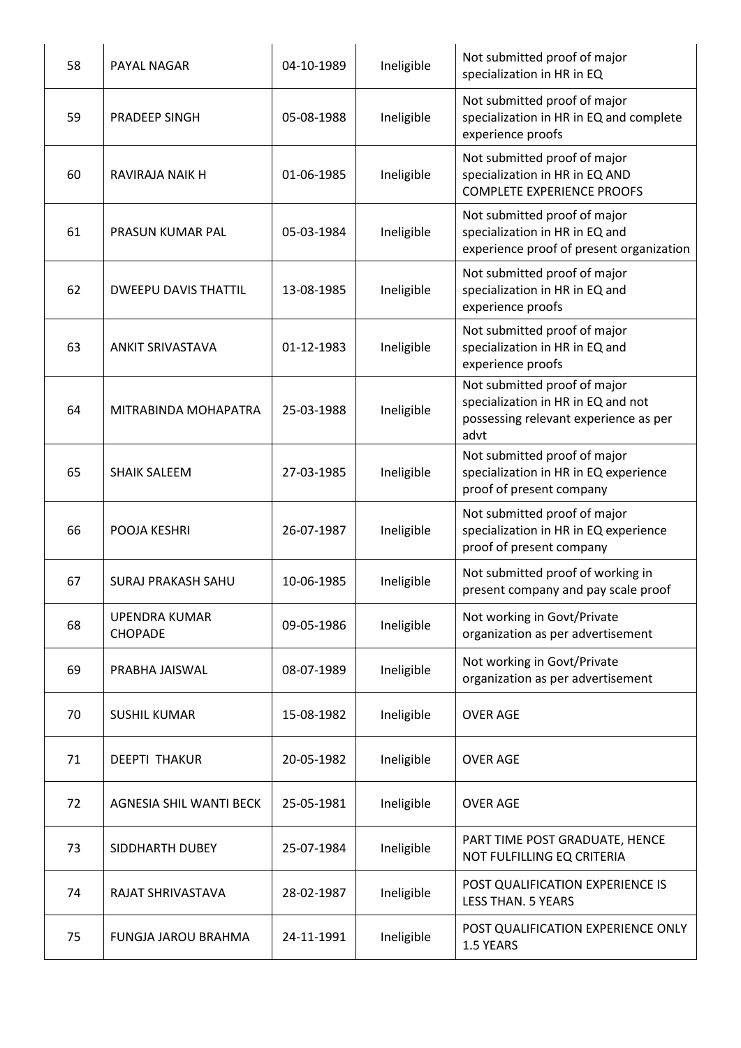| | | | | |
|---|---|---|---|---|
| 58 | PAYAL NAGAR | 04-10-1989 | Ineligible | Not submitted proof of major specialization in HR in EQ |
| 59 | PRADEEP SINGH | 05-08-1988 | Ineligible | Not submitted proof of major specialization in HR in EQ and complete experience proofs |
| 60 | RAVIRAJA NAIK H | 01-06-1985 | Ineligible | Not submitted proof of major specialization in HR in EQ AND COMPLETE EXPERIENCE PROOFS |
| 61 | PRASUN KUMAR PAL | 05-03-1984 | Ineligible | Not submitted proof of major specialization in HR in EQ and experience proof of present organization |
| 62 | DWEEPU DAVIS THATTIL | 13-08-1985 | Ineligible | Not submitted proof of major specialization in HR in EQ and experience proofs |
| 63 | ANKIT SRIVASTAVA | 01-12-1983 | Ineligible | Not submitted proof of major specialization in HR in EQ and experience proofs |
| 64 | MITRABINDA MOHAPATRA | 25-03-1988 | Ineligible | Not submitted proof of major specialization in HR in EQ and not possessing relevant experience as per advt |
| 65 | SHAIK SALEEM | 27-03-1985 | Ineligible | Not submitted proof of major specialization in HR in EQ experience proof of present company |
| 66 | POOJA KESHRI | 26-07-1987 | Ineligible | Not submitted proof of major specialization in HR in EQ experience proof of present company |
| 67 | SURAJ PRAKASH SAHU | 10-06-1985 | Ineligible | Not submitted proof of working in present company and pay scale proof |
| 68 | UPENDRA KUMAR CHOPADE | 09-05-1986 | Ineligible | Not working in Govt/Private organization as per advertisement |
| 69 | PRABHA JAISWAL | 08-07-1989 | Ineligible | Not working in Govt/Private organization as per advertisement |
| 70 | SUSHIL KUMAR | 15-08-1982 | Ineligible | OVER AGE |
| 71 | DEEPTI THAKUR | 20-05-1982 | Ineligible | OVER AGE |
| 72 | AGNESIA SHIL WANTI BECK | 25-05-1981 | Ineligible | OVER AGE |
| 73 | SIDDHARTH DUBEY | 25-07-1984 | Ineligible | PART TIME POST GRADUATE, HENCE NOT FULFILLING EQ CRITERIA |
| 74 | RAJAT SHRIVASTAVA | 28-02-1987 | Ineligible | POST QUALIFICATION EXPERIENCE IS LESS THAN. 5 YEARS |
| 75 | FUNGJA JAROU BRAHMA | 24-11-1991 | Ineligible | POST QUALIFICATION EXPERIENCE ONLY 1.5 YEARS |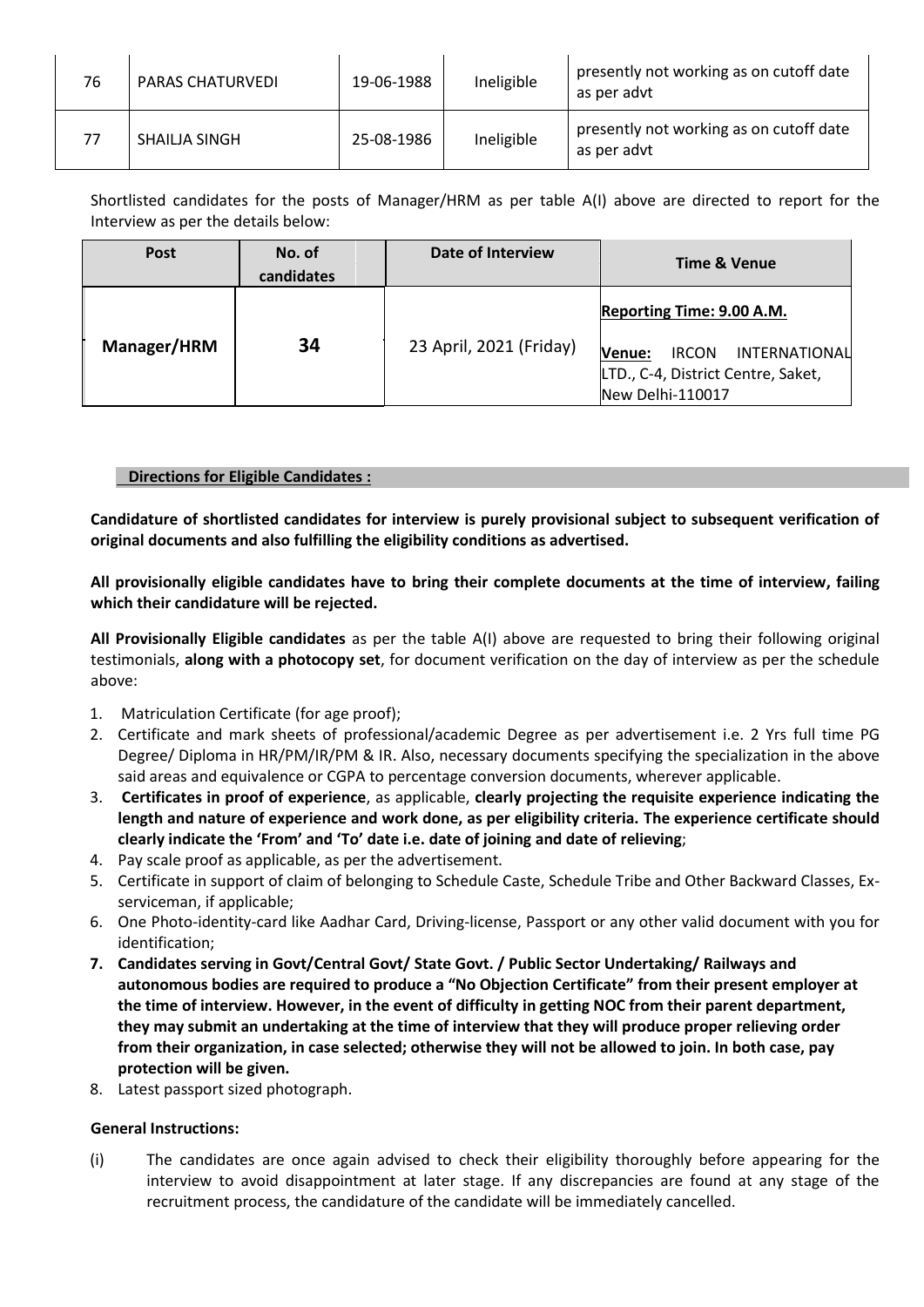| 76 | PARAS CHATURVEDI | 19-06-1988 | Ineligible | presently not working as on cutoff date as per advt |
|---|---|---|---|---|
| 77 | SHAILJA SINGH | 25-08-1986 | Ineligible | presently not working as on cutoff date as per advt |

Shortlisted candidates for the posts of Manager/HRM as per table A(I) above are directed to report for the Interview as per the details below:

| Post | No. of candidates | Date of Interview | Time & Venue |
|---|---|---|---|
| **Manager/HRM** | **34** | 23 April, 2021 (Friday) | **Reporting Time: 9.00 A.M.** **Venue:** IRCON INTERNATIONAL LTD., C-4, District Centre, Saket, New Delhi-110017 |

**Directions for Eligible Candidates :**

**Candidature of shortlisted candidates for interview is purely provisional subject to subsequent verification of original documents and also fulfilling the eligibility conditions as advertised.**

**All provisionally eligible candidates have to bring their complete documents at the time of interview, failing which their candidature will be rejected.**

**All Provisionally Eligible candidates** as per the table A(I) above are requested to bring their following original testimonials, **along with a photocopy set**, for document verification on the day of interview as per the schedule above:

1. Matriculation Certificate (for age proof);
2. Certificate and mark sheets of professional/academic Degree as per advertisement i.e. 2 Yrs full time PG Degree/ Diploma in HR/PM/IR/PM & IR. Also, necessary documents specifying the specialization in the above said areas and equivalence or CGPA to percentage conversion documents, wherever applicable.
3. **Certificates in proof of experience**, as applicable, **clearly projecting the requisite experience indicating the length and nature of experience and work done, as per eligibility criteria. The experience certificate should clearly indicate the 'From' and 'To' date i.e. date of joining and date of relieving**;
4. Pay scale proof as applicable, as per the advertisement.
5. Certificate in support of claim of belonging to Schedule Caste, Schedule Tribe and Other Backward Classes, Ex-serviceman, if applicable;
6. One Photo-identity-card like Aadhar Card, Driving-license, Passport or any other valid document with you for identification;
7. **Candidates serving in Govt/Central Govt/ State Govt. / Public Sector Undertaking/ Railways and autonomous bodies are required to produce a "No Objection Certificate" from their present employer at the time of interview. However, in the event of difficulty in getting NOC from their parent department, they may submit an undertaking at the time of interview that they will produce proper relieving order from their organization, in case selected; otherwise they will not be allowed to join. In both case, pay protection will be given.**
8. Latest passport sized photograph.

**General Instructions:**

(i) The candidates are once again advised to check their eligibility thoroughly before appearing for the interview to avoid disappointment at later stage. If any discrepancies are found at any stage of the recruitment process, the candidature of the candidate will be immediately cancelled.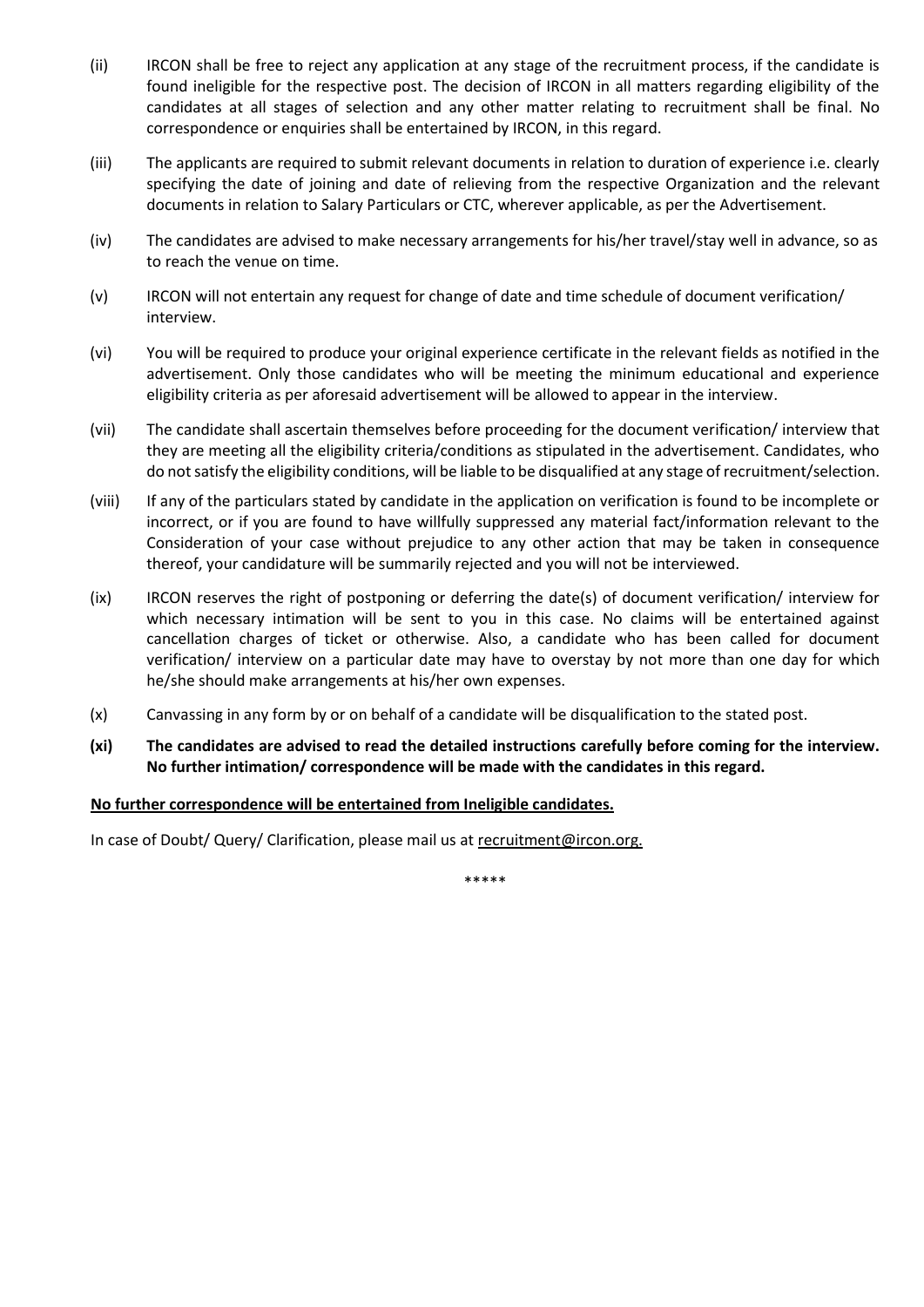(ii) IRCON shall be free to reject any application at any stage of the recruitment process, if the candidate is found ineligible for the respective post. The decision of IRCON in all matters regarding eligibility of the candidates at all stages of selection and any other matter relating to recruitment shall be final. No correspondence or enquiries shall be entertained by IRCON, in this regard.

(iii) The applicants are required to submit relevant documents in relation to duration of experience i.e. clearly specifying the date of joining and date of relieving from the respective Organization and the relevant documents in relation to Salary Particulars or CTC, wherever applicable, as per the Advertisement.

(iv) The candidates are advised to make necessary arrangements for his/her travel/stay well in advance, so as to reach the venue on time.

(v) IRCON will not entertain any request for change of date and time schedule of document verification/ interview.

(vi) You will be required to produce your original experience certificate in the relevant fields as notified in the advertisement. Only those candidates who will be meeting the minimum educational and experience eligibility criteria as per aforesaid advertisement will be allowed to appear in the interview.

(vii) The candidate shall ascertain themselves before proceeding for the document verification/ interview that they are meeting all the eligibility criteria/conditions as stipulated in the advertisement. Candidates, who do not satisfy the eligibility conditions, will be liable to be disqualified at any stage of recruitment/selection.

(viii) If any of the particulars stated by candidate in the application on verification is found to be incomplete or incorrect, or if you are found to have willfully suppressed any material fact/information relevant to the Consideration of your case without prejudice to any other action that may be taken in consequence thereof, your candidature will be summarily rejected and you will not be interviewed.

(ix) IRCON reserves the right of postponing or deferring the date(s) of document verification/ interview for which necessary intimation will be sent to you in this case. No claims will be entertained against cancellation charges of ticket or otherwise. Also, a candidate who has been called for document verification/ interview on a particular date may have to overstay by not more than one day for which he/she should make arrangements at his/her own expenses.

(x) Canvassing in any form by or on behalf of a candidate will be disqualification to the stated post.

**(xi) The candidates are advised to read the detailed instructions carefully before coming for the interview. No further intimation/ correspondence will be made with the candidates in this regard.**

**No further correspondence will be entertained from Ineligible candidates.**

In case of Doubt/ Query/ Clarification, please mail us at recruitment@ircon.org.

\*\*\*\*\*